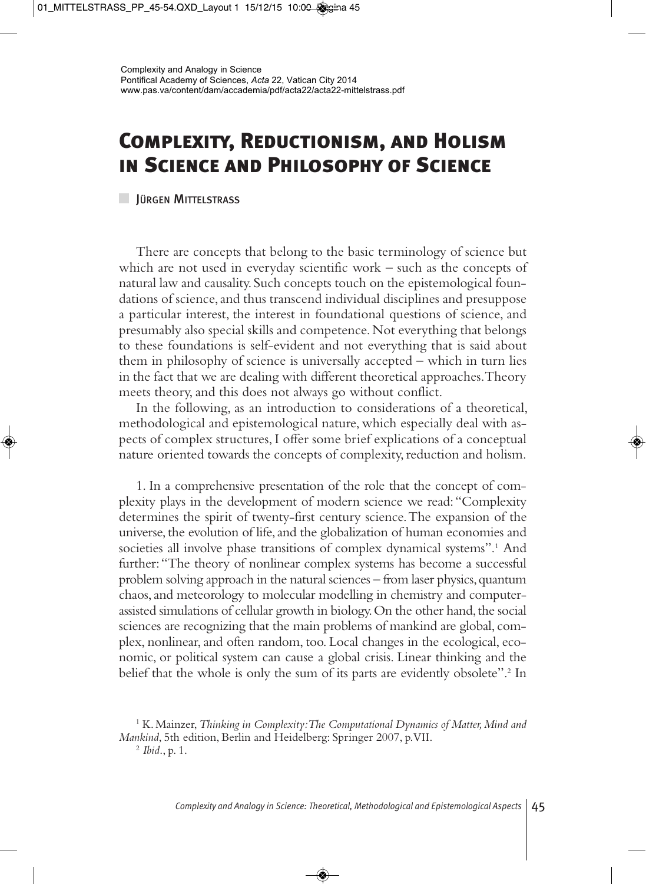Complexity and Analogy in Science
Pontifical Academy of Sciences, *Acta* 22, Vatican City 2014
www.pas.va/content/dam/accademia/pdf/acta22/acta22-mittelstrass.pdf

# Complexity, Reductionism, and Holism in Science and Philosophy of Science

Jürgen Mittelstrass

There are concepts that belong to the basic terminology of science but which are not used in everyday scientific work – such as the concepts of natural law and causality. Such concepts touch on the epistemological foundations of science, and thus transcend individual disciplines and presuppose a particular interest, the interest in foundational questions of science, and presumably also special skills and competence. Not everything that belongs to these foundations is self-evident and not everything that is said about them in philosophy of science is universally accepted – which in turn lies in the fact that we are dealing with different theoretical approaches. Theory meets theory, and this does not always go without conflict.

In the following, as an introduction to considerations of a theoretical, methodological and epistemological nature, which especially deal with aspects of complex structures, I offer some brief explications of a conceptual nature oriented towards the concepts of complexity, reduction and holism.

1. In a comprehensive presentation of the role that the concept of complexity plays in the development of modern science we read: "Complexity determines the spirit of twenty-first century science. The expansion of the universe, the evolution of life, and the globalization of human economies and societies all involve phase transitions of complex dynamical systems".[1] And further: "The theory of nonlinear complex systems has become a successful problem solving approach in the natural sciences – from laser physics, quantum chaos, and meteorology to molecular modelling in chemistry and computer-assisted simulations of cellular growth in biology. On the other hand, the social sciences are recognizing that the main problems of mankind are global, complex, nonlinear, and often random, too. Local changes in the ecological, economic, or political system can cause a global crisis. Linear thinking and the belief that the whole is only the sum of its parts are evidently obsolete".[2] In

[1] K. Mainzer, *Thinking in Complexity: The Computational Dynamics of Matter, Mind and Mankind*, 5th edition, Berlin and Heidelberg: Springer 2007, p. VII.

[2] *Ibid.*, p. 1.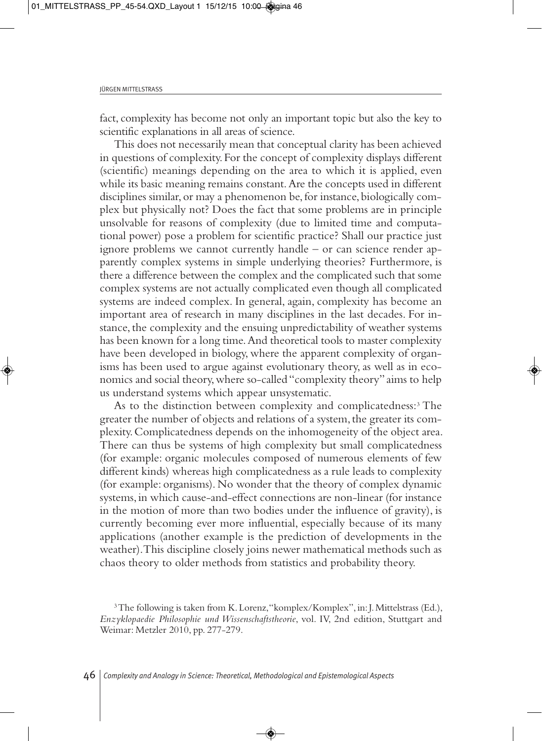fact, complexity has become not only an important topic but also the key to scientific explanations in all areas of science.

This does not necessarily mean that conceptual clarity has been achieved in questions of complexity. For the concept of complexity displays different (scientific) meanings depending on the area to which it is applied, even while its basic meaning remains constant. Are the concepts used in different disciplines similar, or may a phenomenon be, for instance, biologically complex but physically not? Does the fact that some problems are in principle unsolvable for reasons of complexity (due to limited time and computational power) pose a problem for scientific practice? Shall our practice just ignore problems we cannot currently handle – or can science render apparently complex systems in simple underlying theories? Furthermore, is there a difference between the complex and the complicated such that some complex systems are not actually complicated even though all complicated systems are indeed complex. In general, again, complexity has become an important area of research in many disciplines in the last decades. For instance, the complexity and the ensuing unpredictability of weather systems has been known for a long time. And theoretical tools to master complexity have been developed in biology, where the apparent complexity of organisms has been used to argue against evolutionary theory, as well as in economics and social theory, where so-called "complexity theory" aims to help us understand systems which appear unsystematic.

As to the distinction between complexity and complicatedness:[3] The greater the number of objects and relations of a system, the greater its complexity. Complicatedness depends on the inhomogeneity of the object area. There can thus be systems of high complexity but small complicatedness (for example: organic molecules composed of numerous elements of few different kinds) whereas high complicatedness as a rule leads to complexity (for example: organisms). No wonder that the theory of complex dynamic systems, in which cause-and-effect connections are non-linear (for instance in the motion of more than two bodies under the influence of gravity), is currently becoming ever more influential, especially because of its many applications (another example is the prediction of developments in the weather). This discipline closely joins newer mathematical methods such as chaos theory to older methods from statistics and probability theory.

[3] The following is taken from K. Lorenz, "komplex/Komplex", in: J. Mittelstrass (Ed.), *Enzyklopaedie Philosophie und Wissenschaftstheorie*, vol. IV, 2nd edition, Stuttgart and Weimar: Metzler 2010, pp. 277-279.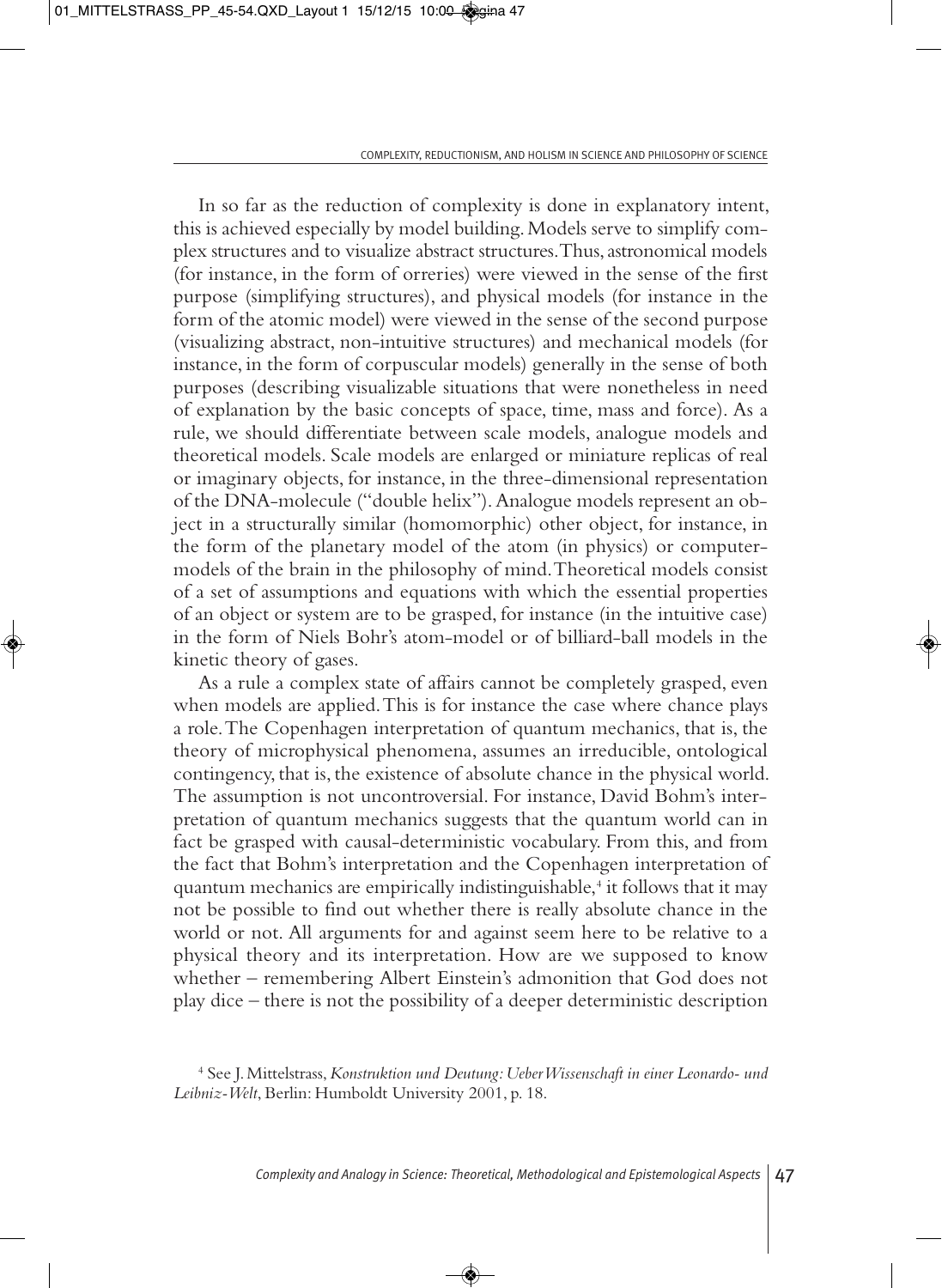In so far as the reduction of complexity is done in explanatory intent, this is achieved especially by model building. Models serve to simplify complex structures and to visualize abstract structures. Thus, astronomical models (for instance, in the form of orreries) were viewed in the sense of the first purpose (simplifying structures), and physical models (for instance in the form of the atomic model) were viewed in the sense of the second purpose (visualizing abstract, non-intuitive structures) and mechanical models (for instance, in the form of corpuscular models) generally in the sense of both purposes (describing visualizable situations that were nonetheless in need of explanation by the basic concepts of space, time, mass and force). As a rule, we should differentiate between scale models, analogue models and theoretical models. Scale models are enlarged or miniature replicas of real or imaginary objects, for instance, in the three-dimensional representation of the DNA-molecule ("double helix"). Analogue models represent an object in a structurally similar (homomorphic) other object, for instance, in the form of the planetary model of the atom (in physics) or computer-models of the brain in the philosophy of mind. Theoretical models consist of a set of assumptions and equations with which the essential properties of an object or system are to be grasped, for instance (in the intuitive case) in the form of Niels Bohr's atom-model or of billiard-ball models in the kinetic theory of gases.

As a rule a complex state of affairs cannot be completely grasped, even when models are applied. This is for instance the case where chance plays a role. The Copenhagen interpretation of quantum mechanics, that is, the theory of microphysical phenomena, assumes an irreducible, ontological contingency, that is, the existence of absolute chance in the physical world. The assumption is not uncontroversial. For instance, David Bohm's interpretation of quantum mechanics suggests that the quantum world can in fact be grasped with causal-deterministic vocabulary. From this, and from the fact that Bohm's interpretation and the Copenhagen interpretation of quantum mechanics are empirically indistinguishable,[4] it follows that it may not be possible to find out whether there is really absolute chance in the world or not. All arguments for and against seem here to be relative to a physical theory and its interpretation. How are we supposed to know whether – remembering Albert Einstein's admonition that God does not play dice – there is not the possibility of a deeper deterministic description

[4] See J. Mittelstrass, *Konstruktion und Deutung: Ueber Wissenschaft in einer Leonardo- und Leibniz-Welt*, Berlin: Humboldt University 2001, p. 18.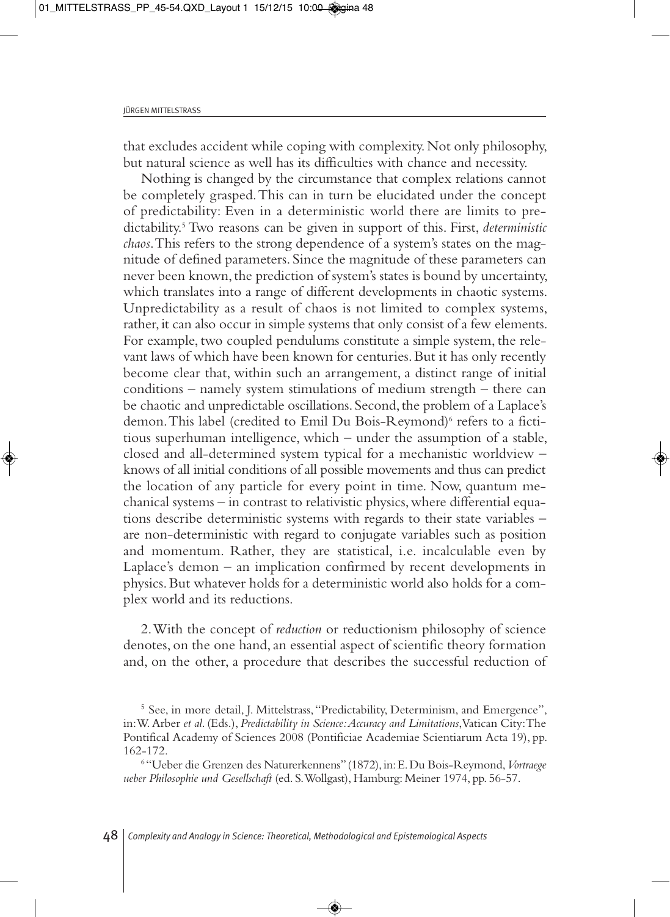that excludes accident while coping with complexity. Not only philosophy, but natural science as well has its difficulties with chance and necessity.

Nothing is changed by the circumstance that complex relations cannot be completely grasped. This can in turn be elucidated under the concept of predictability: Even in a deterministic world there are limits to predictability.[5] Two reasons can be given in support of this. First, *deterministic chaos*. This refers to the strong dependence of a system's states on the magnitude of defined parameters. Since the magnitude of these parameters can never been known, the prediction of system's states is bound by uncertainty, which translates into a range of different developments in chaotic systems. Unpredictability as a result of chaos is not limited to complex systems, rather, it can also occur in simple systems that only consist of a few elements. For example, two coupled pendulums constitute a simple system, the relevant laws of which have been known for centuries. But it has only recently become clear that, within such an arrangement, a distinct range of initial conditions – namely system stimulations of medium strength – there can be chaotic and unpredictable oscillations. Second, the problem of a Laplace's demon. This label (credited to Emil Du Bois-Reymond)[6] refers to a fictitious superhuman intelligence, which – under the assumption of a stable, closed and all-determined system typical for a mechanistic worldview – knows of all initial conditions of all possible movements and thus can predict the location of any particle for every point in time. Now, quantum mechanical systems – in contrast to relativistic physics, where differential equations describe deterministic systems with regards to their state variables – are non-deterministic with regard to conjugate variables such as position and momentum. Rather, they are statistical, i.e. incalculable even by Laplace's demon – an implication confirmed by recent developments in physics. But whatever holds for a deterministic world also holds for a complex world and its reductions.

2. With the concept of *reduction* or reductionism philosophy of science denotes, on the one hand, an essential aspect of scientific theory formation and, on the other, a procedure that describes the successful reduction of

[5] See, in more detail, J. Mittelstrass, "Predictability, Determinism, and Emergence", in: W. Arber *et al*. (Eds.), *Predictability in Science: Accuracy and Limitations*, Vatican City: The Pontifical Academy of Sciences 2008 (Pontificiae Academiae Scientiarum Acta 19), pp. 162-172.

[6] "Ueber die Grenzen des Naturerkennens" (1872), in: E. Du Bois-Reymond, *Vortraege ueber Philosophie und Gesellschaft* (ed. S. Wollgast), Hamburg: Meiner 1974, pp. 56-57.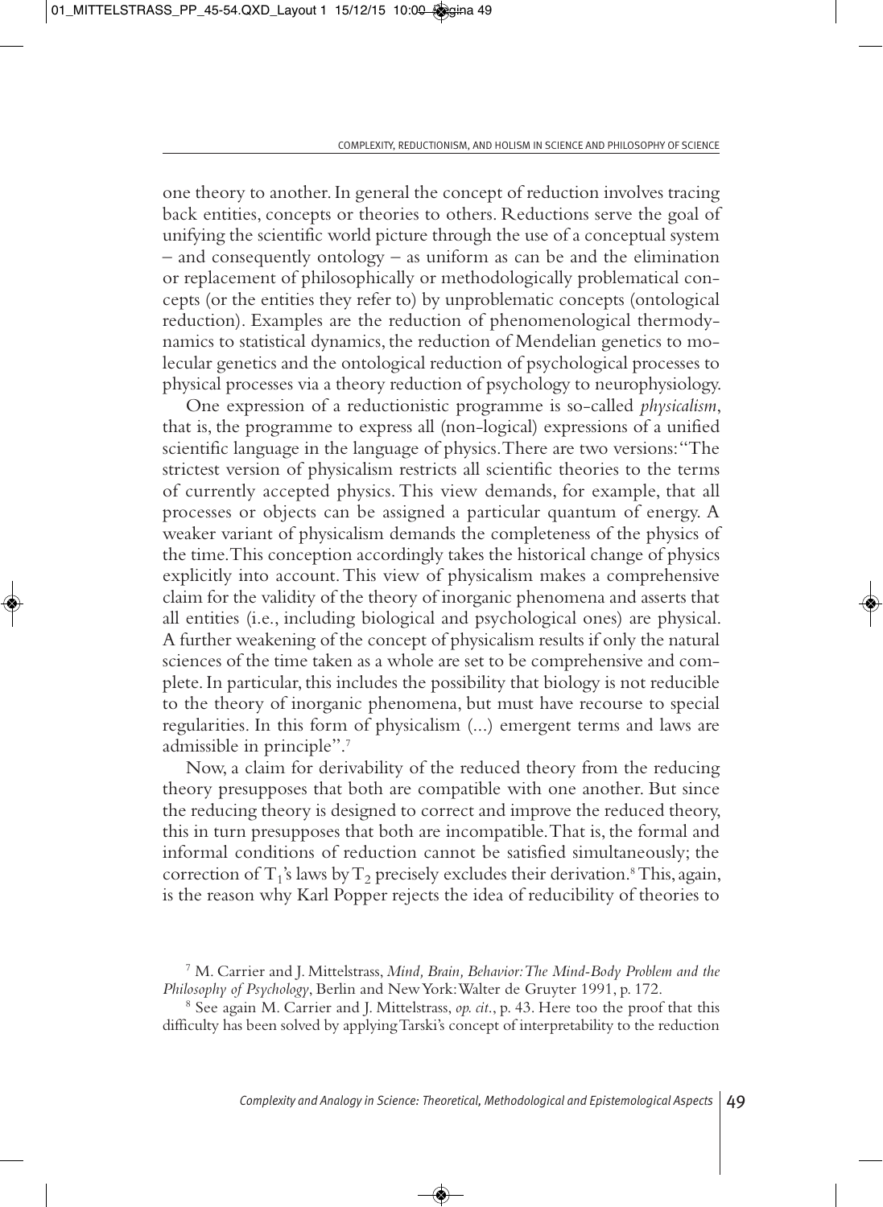one theory to another. In general the concept of reduction involves tracing back entities, concepts or theories to others. Reductions serve the goal of unifying the scientific world picture through the use of a conceptual system – and consequently ontology – as uniform as can be and the elimination or replacement of philosophically or methodologically problematical concepts (or the entities they refer to) by unproblematic concepts (ontological reduction). Examples are the reduction of phenomenological thermodynamics to statistical dynamics, the reduction of Mendelian genetics to molecular genetics and the ontological reduction of psychological processes to physical processes via a theory reduction of psychology to neurophysiology.

One expression of a reductionistic programme is so-called *physicalism*, that is, the programme to express all (non-logical) expressions of a unified scientific language in the language of physics. There are two versions: "The strictest version of physicalism restricts all scientific theories to the terms of currently accepted physics. This view demands, for example, that all processes or objects can be assigned a particular quantum of energy. A weaker variant of physicalism demands the completeness of the physics of the time. This conception accordingly takes the historical change of physics explicitly into account. This view of physicalism makes a comprehensive claim for the validity of the theory of inorganic phenomena and asserts that all entities (i.e., including biological and psychological ones) are physical. A further weakening of the concept of physicalism results if only the natural sciences of the time taken as a whole are set to be comprehensive and complete. In particular, this includes the possibility that biology is not reducible to the theory of inorganic phenomena, but must have recourse to special regularities. In this form of physicalism (...) emergent terms and laws are admissible in principle".[7]

Now, a claim for derivability of the reduced theory from the reducing theory presupposes that both are compatible with one another. But since the reducing theory is designed to correct and improve the reduced theory, this in turn presupposes that both are incompatible. That is, the formal and informal conditions of reduction cannot be satisfied simultaneously; the correction of $T_1$'s laws by $T_2$ precisely excludes their derivation.[8] This, again, is the reason why Karl Popper rejects the idea of reducibility of theories to

[7] M. Carrier and J. Mittelstrass, *Mind, Brain, Behavior: The Mind-Body Problem and the Philosophy of Psychology*, Berlin and New York: Walter de Gruyter 1991, p. 172.

[8] See again M. Carrier and J. Mittelstrass, *op. cit.*, p. 43. Here too the proof that this difficulty has been solved by applying Tarski's concept of interpretability to the reduction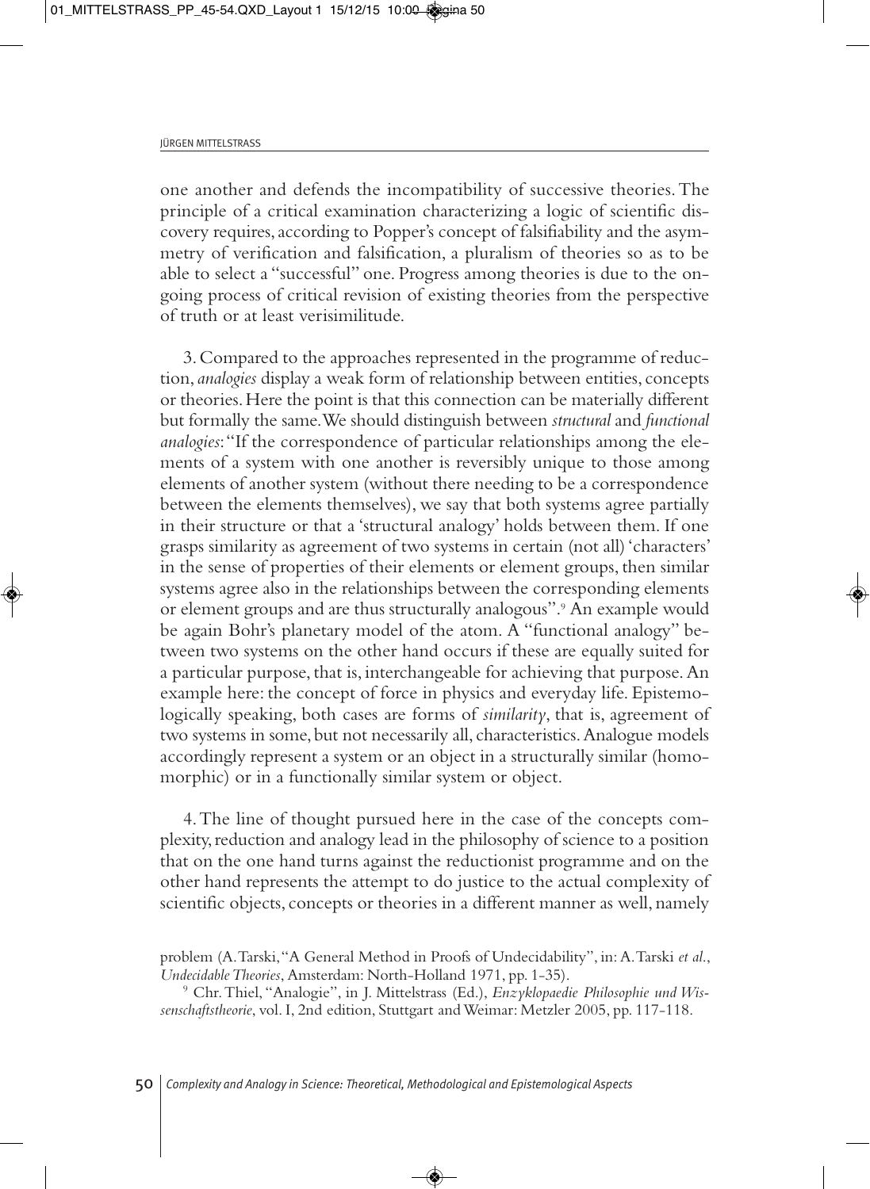one another and defends the incompatibility of successive theories. The principle of a critical examination characterizing a logic of scientific discovery requires, according to Popper's concept of falsifiability and the asymmetry of verification and falsification, a pluralism of theories so as to be able to select a "successful" one. Progress among theories is due to the ongoing process of critical revision of existing theories from the perspective of truth or at least verisimilitude.

3. Compared to the approaches represented in the programme of reduction, *analogies* display a weak form of relationship between entities, concepts or theories. Here the point is that this connection can be materially different but formally the same. We should distinguish between *structural* and *functional analogies*: "If the correspondence of particular relationships among the elements of a system with one another is reversibly unique to those among elements of another system (without there needing to be a correspondence between the elements themselves), we say that both systems agree partially in their structure or that a 'structural analogy' holds between them. If one grasps similarity as agreement of two systems in certain (not all) 'characters' in the sense of properties of their elements or element groups, then similar systems agree also in the relationships between the corresponding elements or element groups and are thus structurally analogous".[9] An example would be again Bohr's planetary model of the atom. A "functional analogy" between two systems on the other hand occurs if these are equally suited for a particular purpose, that is, interchangeable for achieving that purpose. An example here: the concept of force in physics and everyday life. Epistemologically speaking, both cases are forms of *similarity*, that is, agreement of two systems in some, but not necessarily all, characteristics. Analogue models accordingly represent a system or an object in a structurally similar (homomorphic) or in a functionally similar system or object.

4. The line of thought pursued here in the case of the concepts complexity, reduction and analogy lead in the philosophy of science to a position that on the one hand turns against the reductionist programme and on the other hand represents the attempt to do justice to the actual complexity of scientific objects, concepts or theories in a different manner as well, namely

problem (A. Tarski, "A General Method in Proofs of Undecidability", in: A. Tarski *et al.*, *Undecidable Theories*, Amsterdam: North-Holland 1971, pp. 1-35).

[9] Chr. Thiel, "Analogie", in J. Mittelstrass (Ed.), *Enzyklopaedie Philosophie und Wissenschaftstheorie*, vol. I, 2nd edition, Stuttgart and Weimar: Metzler 2005, pp. 117-118.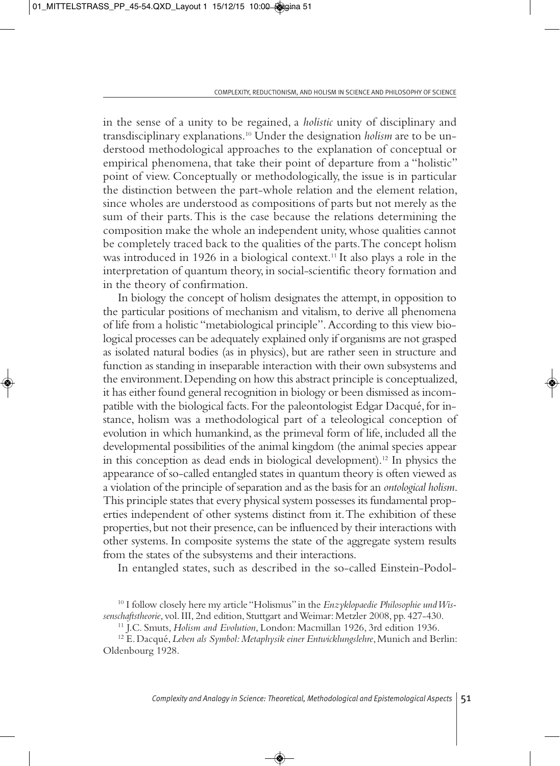in the sense of a unity to be regained, a *holistic* unity of disciplinary and transdisciplinary explanations.[10] Under the designation *holism* are to be understood methodological approaches to the explanation of conceptual or empirical phenomena, that take their point of departure from a "holistic" point of view. Conceptually or methodologically, the issue is in particular the distinction between the part-whole relation and the element relation, since wholes are understood as compositions of parts but not merely as the sum of their parts. This is the case because the relations determining the composition make the whole an independent unity, whose qualities cannot be completely traced back to the qualities of the parts. The concept holism was introduced in 1926 in a biological context.[11] It also plays a role in the interpretation of quantum theory, in social-scientific theory formation and in the theory of confirmation.

In biology the concept of holism designates the attempt, in opposition to the particular positions of mechanism and vitalism, to derive all phenomena of life from a holistic "metabiological principle". According to this view biological processes can be adequately explained only if organisms are not grasped as isolated natural bodies (as in physics), but are rather seen in structure and function as standing in inseparable interaction with their own subsystems and the environment. Depending on how this abstract principle is conceptualized, it has either found general recognition in biology or been dismissed as incompatible with the biological facts. For the paleontologist Edgar Dacqué, for instance, holism was a methodological part of a teleological conception of evolution in which humankind, as the primeval form of life, included all the developmental possibilities of the animal kingdom (the animal species appear in this conception as dead ends in biological development).[12] In physics the appearance of so-called entangled states in quantum theory is often viewed as a violation of the principle of separation and as the basis for an *ontological holism*. This principle states that every physical system possesses its fundamental properties independent of other systems distinct from it. The exhibition of these properties, but not their presence, can be influenced by their interactions with other systems. In composite systems the state of the aggregate system results from the states of the subsystems and their interactions.

In entangled states, such as described in the so-called Einstein-Podol-

[10] I follow closely here my article "Holismus" in the *Enzyklopaedie Philosophie und Wissenschaftstheorie*, vol. III, 2nd edition, Stuttgart and Weimar: Metzler 2008, pp. 427-430.

[11] J.C. Smuts, *Holism and Evolution*, London: Macmillan 1926, 3rd edition 1936.

[12] E. Dacqué, *Leben als Symbol: Metaphysik einer Entwicklungslehre*, Munich and Berlin: Oldenbourg 1928.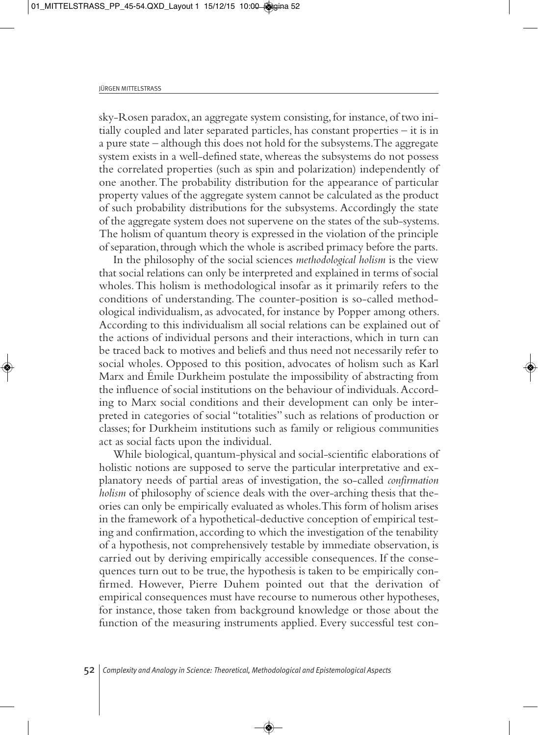sky-Rosen paradox, an aggregate system consisting, for instance, of two initially coupled and later separated particles, has constant properties – it is in a pure state – although this does not hold for the subsystems. The aggregate system exists in a well-defined state, whereas the subsystems do not possess the correlated properties (such as spin and polarization) independently of one another. The probability distribution for the appearance of particular property values of the aggregate system cannot be calculated as the product of such probability distributions for the subsystems. Accordingly the state of the aggregate system does not supervene on the states of the sub-systems. The holism of quantum theory is expressed in the violation of the principle of separation, through which the whole is ascribed primacy before the parts.

In the philosophy of the social sciences *methodological holism* is the view that social relations can only be interpreted and explained in terms of social wholes. This holism is methodological insofar as it primarily refers to the conditions of understanding. The counter-position is so-called methodological individualism, as advocated, for instance by Popper among others. According to this individualism all social relations can be explained out of the actions of individual persons and their interactions, which in turn can be traced back to motives and beliefs and thus need not necessarily refer to social wholes. Opposed to this position, advocates of holism such as Karl Marx and Émile Durkheim postulate the impossibility of abstracting from the influence of social institutions on the behaviour of individuals. According to Marx social conditions and their development can only be interpreted in categories of social "totalities" such as relations of production or classes; for Durkheim institutions such as family or religious communities act as social facts upon the individual.

While biological, quantum-physical and social-scientific elaborations of holistic notions are supposed to serve the particular interpretative and explanatory needs of partial areas of investigation, the so-called *confirmation holism* of philosophy of science deals with the over-arching thesis that theories can only be empirically evaluated as wholes. This form of holism arises in the framework of a hypothetical-deductive conception of empirical testing and confirmation, according to which the investigation of the tenability of a hypothesis, not comprehensively testable by immediate observation, is carried out by deriving empirically accessible consequences. If the consequences turn out to be true, the hypothesis is taken to be empirically confirmed. However, Pierre Duhem pointed out that the derivation of empirical consequences must have recourse to numerous other hypotheses, for instance, those taken from background knowledge or those about the function of the measuring instruments applied. Every successful test con-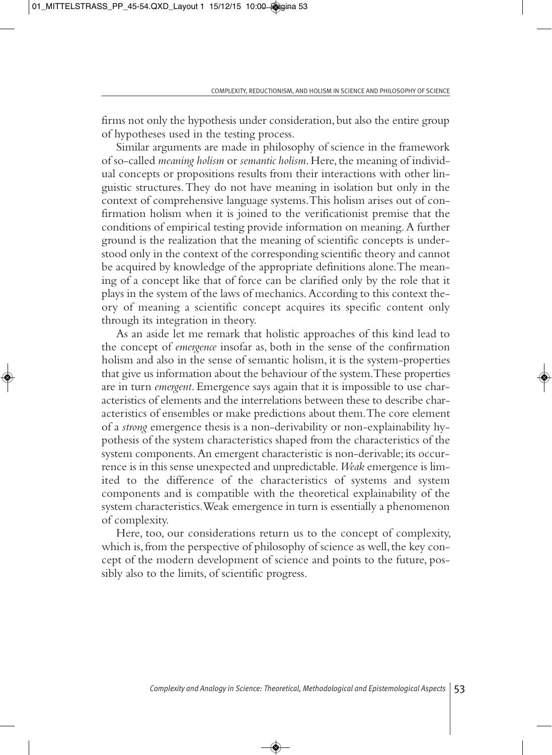firms not only the hypothesis under consideration, but also the entire group of hypotheses used in the testing process.

Similar arguments are made in philosophy of science in the framework of so-called *meaning holism* or *semantic holism*. Here, the meaning of individual concepts or propositions results from their interactions with other linguistic structures. They do not have meaning in isolation but only in the context of comprehensive language systems. This holism arises out of confirmation holism when it is joined to the verificationist premise that the conditions of empirical testing provide information on meaning. A further ground is the realization that the meaning of scientific concepts is understood only in the context of the corresponding scientific theory and cannot be acquired by knowledge of the appropriate definitions alone. The meaning of a concept like that of force can be clarified only by the role that it plays in the system of the laws of mechanics. According to this context theory of meaning a scientific concept acquires its specific content only through its integration in theory.

As an aside let me remark that holistic approaches of this kind lead to the concept of *emergence* insofar as, both in the sense of the confirmation holism and also in the sense of semantic holism, it is the system-properties that give us information about the behaviour of the system. These properties are in turn *emergent*. Emergence says again that it is impossible to use characteristics of elements and the interrelations between these to describe characteristics of ensembles or make predictions about them. The core element of a *strong* emergence thesis is a non-derivability or non-explainability hypothesis of the system characteristics shaped from the characteristics of the system components. An emergent characteristic is non-derivable; its occurrence is in this sense unexpected and unpredictable. *Weak* emergence is limited to the difference of the characteristics of systems and system components and is compatible with the theoretical explainability of the system characteristics. Weak emergence in turn is essentially a phenomenon of complexity.

Here, too, our considerations return us to the concept of complexity, which is, from the perspective of philosophy of science as well, the key concept of the modern development of science and points to the future, possibly also to the limits, of scientific progress.